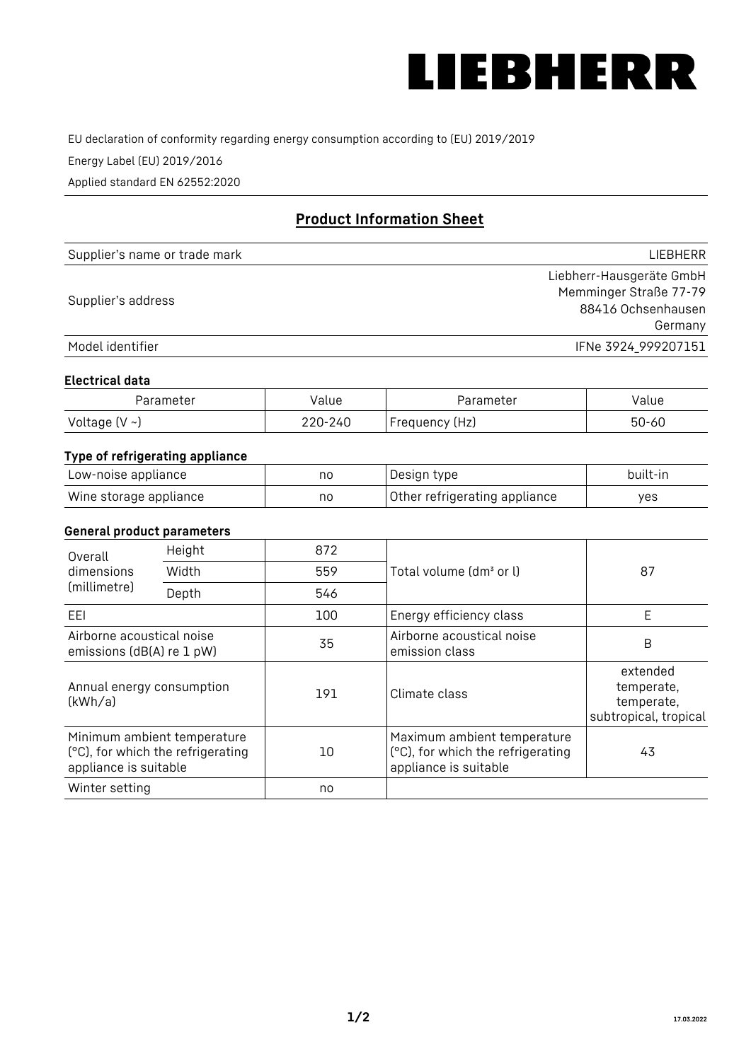# LIEBHERR

EU declaration of conformity regarding energy consumption according to (EU) 2019/2019

Energy Label (EU) 2019/2016

Applied standard EN 62552:2020

## Product Information Sheet

| | |
|---|---|
| Supplier's name or trade mark | LIEBHERR |
| Supplier's address | Liebherr-Hausgeräte GmbH<br>Memminger Straße 77-79<br>88416 Ochsenhausen<br>Germany |
| Model identifier | IFNe 3924_999207151 |

### Electrical data

| Parameter | Value | Parameter | Value |
|---|---|---|---|
| Voltage (V ~) | 220-240 | Frequency (Hz) | 50-60 |

### Type of refrigerating appliance

| | | | |
|---|---|---|---|
| Low-noise appliance | no | Design type | built-in |
| Wine storage appliance | no | Other refrigerating appliance | yes |

### General product parameters

| | | | | |
|---|---|---|---|---|
| Overall dimensions (millimetre) | Height | 872 | Total volume (dm³ or l) | 87 |
| | Width | 559 | | |
| | Depth | 546 | | |
| EEI | | 100 | Energy efficiency class | E |
| Airborne acoustical noise emissions (dB(A) re 1 pW) | | 35 | Airborne acoustical noise emission class | B |
| Annual energy consumption (kWh/a) | | 191 | Climate class | extended temperate, temperate, subtropical, tropical |
| Minimum ambient temperature (°C), for which the refrigerating appliance is suitable | | 10 | Maximum ambient temperature (°C), for which the refrigerating appliance is suitable | 43 |
| Winter setting | | no | | |

17.03.2022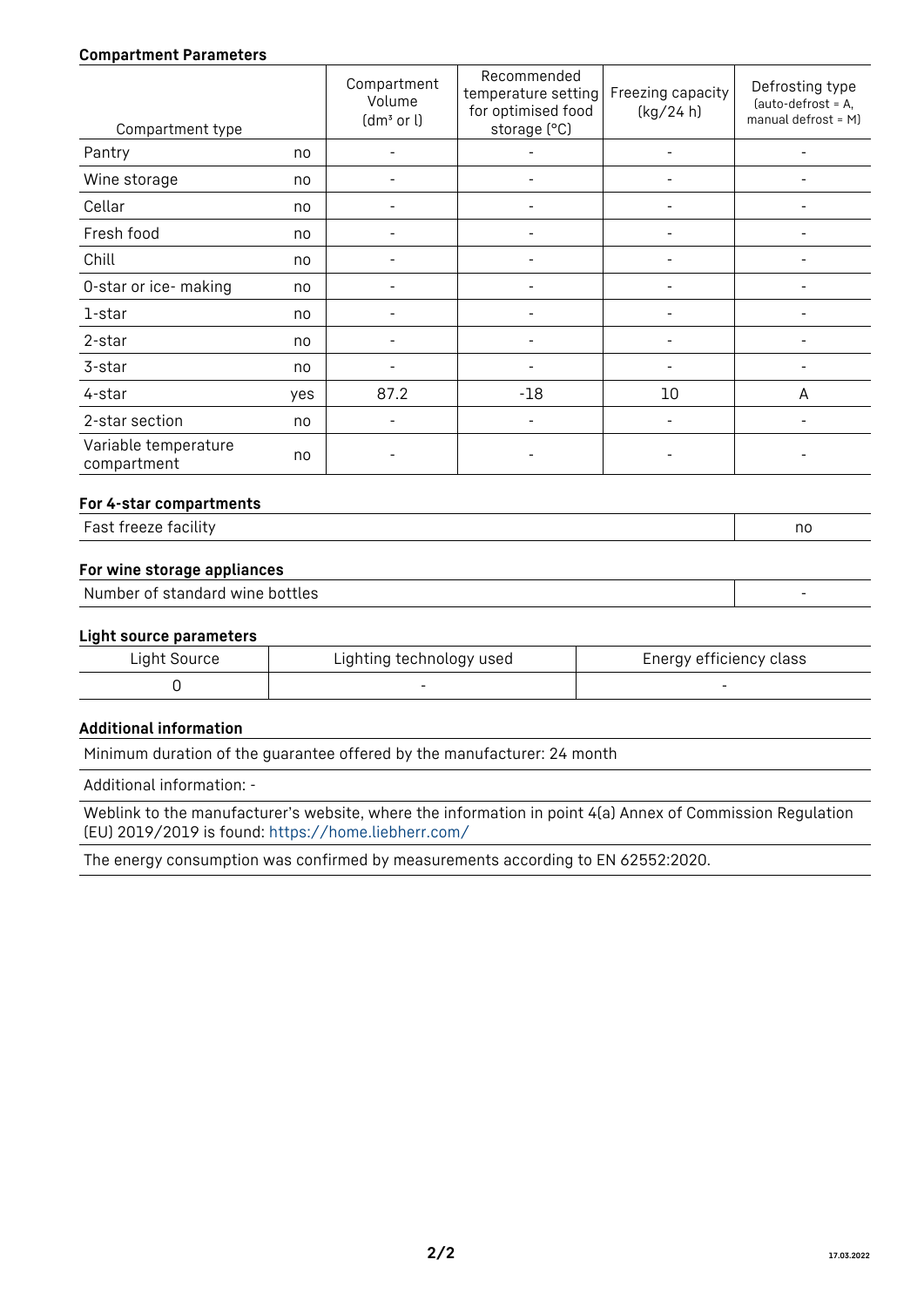**Compartment Parameters**

| Compartment type | | Compartment Volume (dm³ or l) | Recommended temperature setting for optimised food storage (°C) | Freezing capacity (kg/24 h) | Defrosting type (auto-defrost = A, manual defrost = M) |
|---|---|---|---|---|---|
| Pantry | no | - | - | - | - |
| Wine storage | no | - | - | - | - |
| Cellar | no | - | - | - | - |
| Fresh food | no | - | - | - | - |
| Chill | no | - | - | - | - |
| 0-star or ice- making | no | - | - | - | - |
| 1-star | no | - | - | - | - |
| 2-star | no | - | - | - | - |
| 3-star | no | - | - | - | - |
| 4-star | yes | 87.2 | -18 | 10 | A |
| 2-star section | no | - | - | - | - |
| Variable temperature compartment | no | - | - | - | - |

**For 4-star compartments**

| | |
|---|---|
| Fast freeze facility | no |

**For wine storage appliances**

| | |
|---|---|
| Number of standard wine bottles | - |

**Light source parameters**

| Light Source | Lighting technology used | Energy efficiency class |
|---|---|---|
| 0 | - | - |

**Additional information**

Minimum duration of the guarantee offered by the manufacturer: 24 month

Additional information: -

Weblink to the manufacturer's website, where the information in point 4(a) Annex of Commission Regulation (EU) 2019/2019 is found: https://home.liebherr.com/

The energy consumption was confirmed by measurements according to EN 62552:2020.

17.03.2022